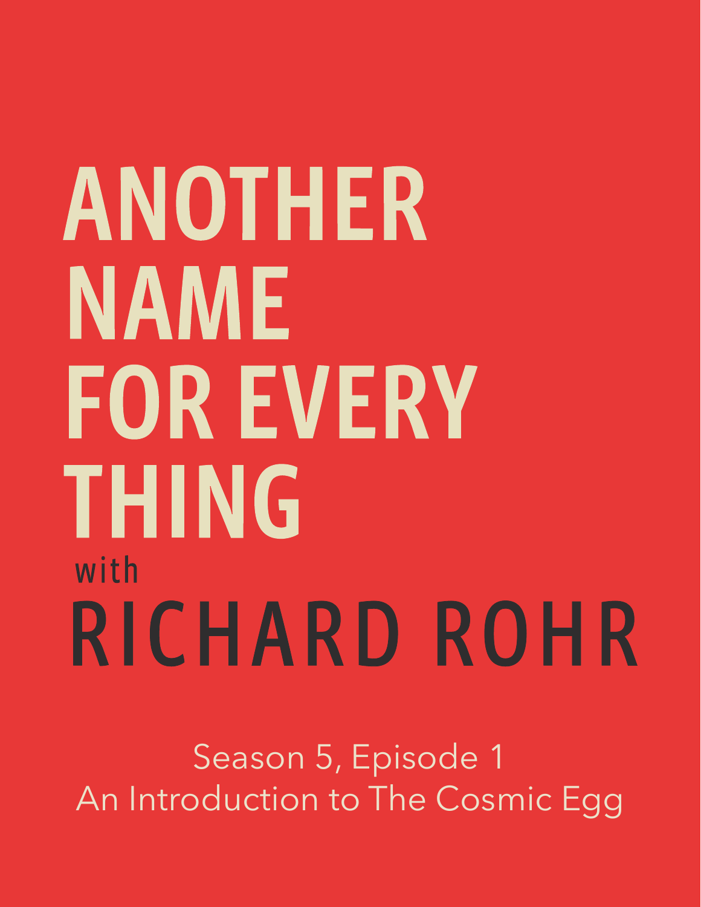# ANOTHER NAME FOR EVERY THING

with

## RICHARD ROHR

Season 5, Episode 1

An Introduction to The Cosmic Egg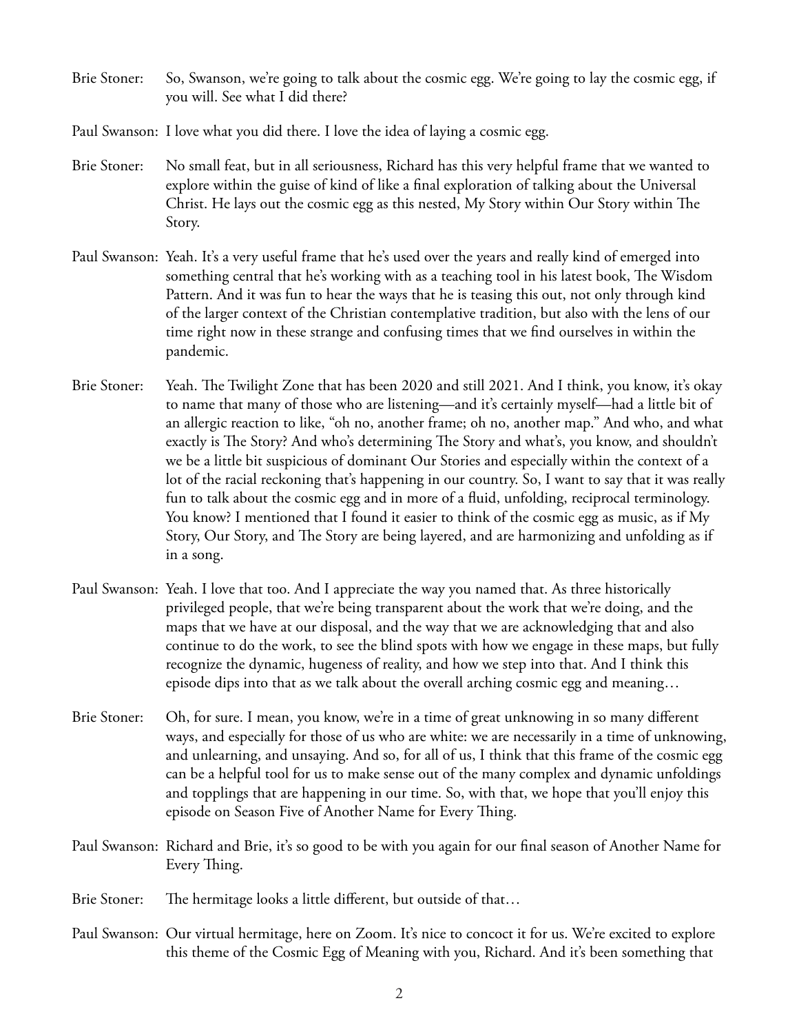Brie Stoner: So, Swanson, we're going to talk about the cosmic egg. We're going to lay the cosmic egg, if you will. See what I did there?

Paul Swanson: I love what you did there. I love the idea of laying a cosmic egg.

Brie Stoner: No small feat, but in all seriousness, Richard has this very helpful frame that we wanted to explore within the guise of kind of like a final exploration of talking about the Universal Christ. He lays out the cosmic egg as this nested, My Story within Our Story within The Story.

Paul Swanson: Yeah. It's a very useful frame that he's used over the years and really kind of emerged into something central that he's working with as a teaching tool in his latest book, The Wisdom Pattern. And it was fun to hear the ways that he is teasing this out, not only through kind of the larger context of the Christian contemplative tradition, but also with the lens of our time right now in these strange and confusing times that we find ourselves in within the pandemic.

Brie Stoner: Yeah. The Twilight Zone that has been 2020 and still 2021. And I think, you know, it's okay to name that many of those who are listening—and it's certainly myself—had a little bit of an allergic reaction to like, "oh no, another frame; oh no, another map." And who, and what exactly is The Story? And who's determining The Story and what's, you know, and shouldn't we be a little bit suspicious of dominant Our Stories and especially within the context of a lot of the racial reckoning that's happening in our country. So, I want to say that it was really fun to talk about the cosmic egg and in more of a fluid, unfolding, reciprocal terminology. You know? I mentioned that I found it easier to think of the cosmic egg as music, as if My Story, Our Story, and The Story are being layered, and are harmonizing and unfolding as if in a song.

Paul Swanson: Yeah. I love that too. And I appreciate the way you named that. As three historically privileged people, that we're being transparent about the work that we're doing, and the maps that we have at our disposal, and the way that we are acknowledging that and also continue to do the work, to see the blind spots with how we engage in these maps, but fully recognize the dynamic, hugeness of reality, and how we step into that. And I think this episode dips into that as we talk about the overall arching cosmic egg and meaning…

Brie Stoner: Oh, for sure. I mean, you know, we're in a time of great unknowing in so many different ways, and especially for those of us who are white: we are necessarily in a time of unknowing, and unlearning, and unsaying. And so, for all of us, I think that this frame of the cosmic egg can be a helpful tool for us to make sense out of the many complex and dynamic unfoldings and topplings that are happening in our time. So, with that, we hope that you'll enjoy this episode on Season Five of Another Name for Every Thing.

Paul Swanson: Richard and Brie, it's so good to be with you again for our final season of Another Name for Every Thing.

Brie Stoner: The hermitage looks a little different, but outside of that…

Paul Swanson: Our virtual hermitage, here on Zoom. It's nice to concoct it for us. We're excited to explore this theme of the Cosmic Egg of Meaning with you, Richard. And it's been something that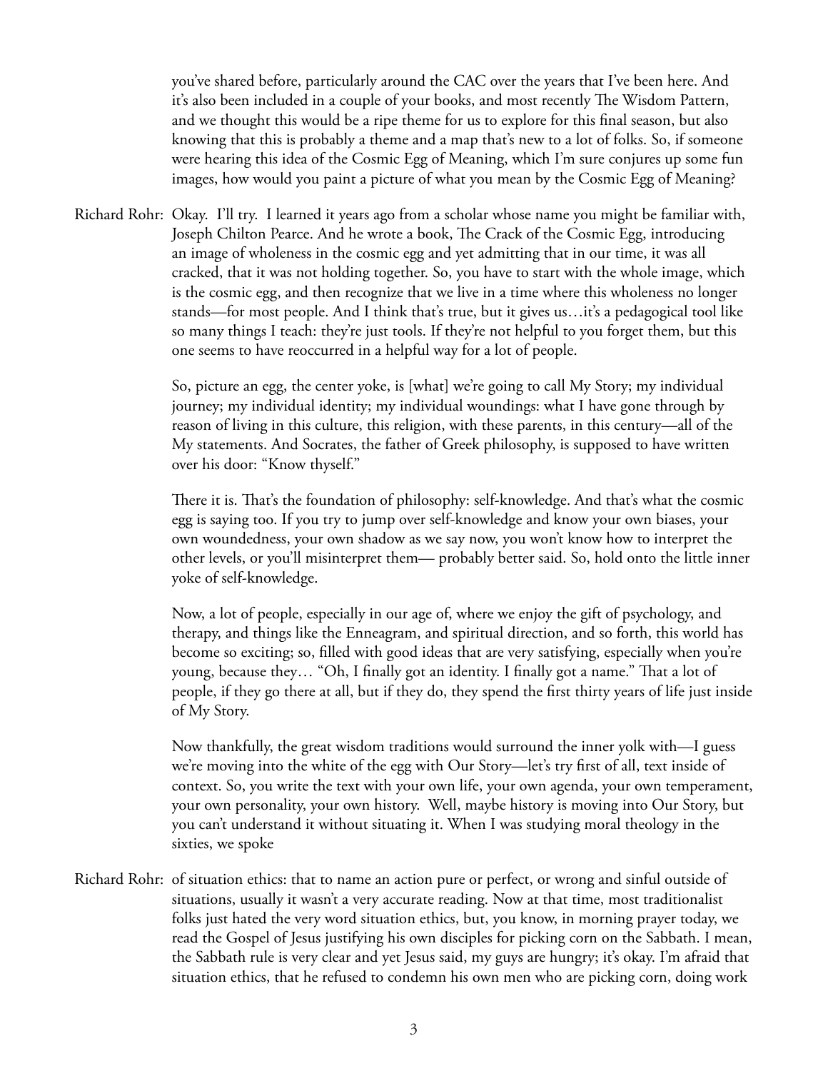you've shared before, particularly around the CAC over the years that I've been here. And it's also been included in a couple of your books, and most recently The Wisdom Pattern, and we thought this would be a ripe theme for us to explore for this final season, but also knowing that this is probably a theme and a map that's new to a lot of folks. So, if someone were hearing this idea of the Cosmic Egg of Meaning, which I'm sure conjures up some fun images, how would you paint a picture of what you mean by the Cosmic Egg of Meaning?

Richard Rohr: Okay. I'll try. I learned it years ago from a scholar whose name you might be familiar with, Joseph Chilton Pearce. And he wrote a book, The Crack of the Cosmic Egg, introducing an image of wholeness in the cosmic egg and yet admitting that in our time, it was all cracked, that it was not holding together. So, you have to start with the whole image, which is the cosmic egg, and then recognize that we live in a time where this wholeness no longer stands—for most people. And I think that's true, but it gives us…it's a pedagogical tool like so many things I teach: they're just tools. If they're not helpful to you forget them, but this one seems to have reoccurred in a helpful way for a lot of people.

So, picture an egg, the center yoke, is [what] we're going to call My Story; my individual journey; my individual identity; my individual woundings: what I have gone through by reason of living in this culture, this religion, with these parents, in this century—all of the My statements. And Socrates, the father of Greek philosophy, is supposed to have written over his door: "Know thyself."

There it is. That's the foundation of philosophy: self-knowledge. And that's what the cosmic egg is saying too. If you try to jump over self-knowledge and know your own biases, your own woundedness, your own shadow as we say now, you won't know how to interpret the other levels, or you'll misinterpret them— probably better said. So, hold onto the little inner yoke of self-knowledge.

Now, a lot of people, especially in our age of, where we enjoy the gift of psychology, and therapy, and things like the Enneagram, and spiritual direction, and so forth, this world has become so exciting; so, filled with good ideas that are very satisfying, especially when you're young, because they… "Oh, I finally got an identity. I finally got a name." That a lot of people, if they go there at all, but if they do, they spend the first thirty years of life just inside of My Story.

Now thankfully, the great wisdom traditions would surround the inner yolk with—I guess we're moving into the white of the egg with Our Story—let's try first of all, text inside of context. So, you write the text with your own life, your own agenda, your own temperament, your own personality, your own history. Well, maybe history is moving into Our Story, but you can't understand it without situating it. When I was studying moral theology in the sixties, we spoke

Richard Rohr: of situation ethics: that to name an action pure or perfect, or wrong and sinful outside of situations, usually it wasn't a very accurate reading. Now at that time, most traditionalist folks just hated the very word situation ethics, but, you know, in morning prayer today, we read the Gospel of Jesus justifying his own disciples for picking corn on the Sabbath. I mean, the Sabbath rule is very clear and yet Jesus said, my guys are hungry; it's okay. I'm afraid that situation ethics, that he refused to condemn his own men who are picking corn, doing work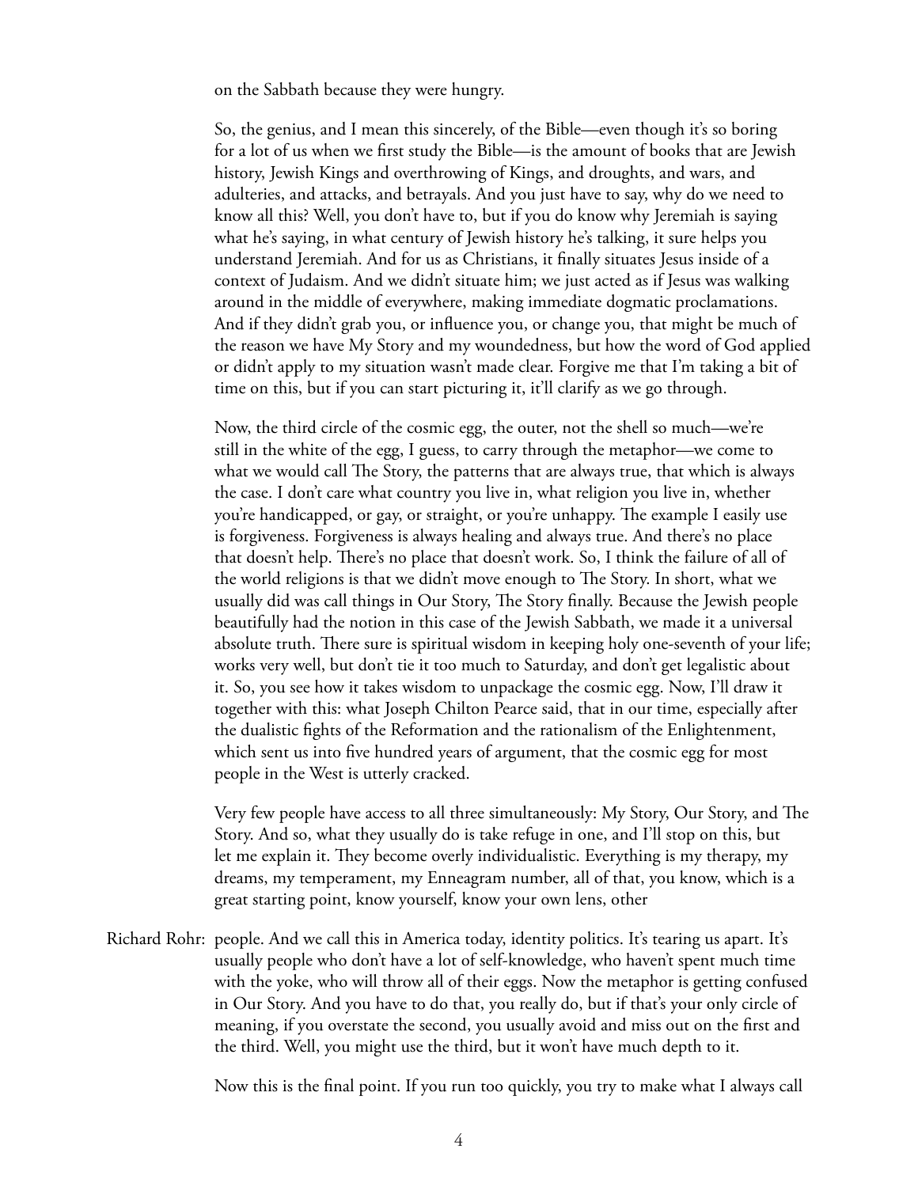on the Sabbath because they were hungry.

So, the genius, and I mean this sincerely, of the Bible—even though it's so boring for a lot of us when we first study the Bible—is the amount of books that are Jewish history, Jewish Kings and overthrowing of Kings, and droughts, and wars, and adulteries, and attacks, and betrayals. And you just have to say, why do we need to know all this? Well, you don't have to, but if you do know why Jeremiah is saying what he's saying, in what century of Jewish history he's talking, it sure helps you understand Jeremiah. And for us as Christians, it finally situates Jesus inside of a context of Judaism. And we didn't situate him; we just acted as if Jesus was walking around in the middle of everywhere, making immediate dogmatic proclamations. And if they didn't grab you, or influence you, or change you, that might be much of the reason we have My Story and my woundedness, but how the word of God applied or didn't apply to my situation wasn't made clear. Forgive me that I'm taking a bit of time on this, but if you can start picturing it, it'll clarify as we go through.

Now, the third circle of the cosmic egg, the outer, not the shell so much—we're still in the white of the egg, I guess, to carry through the metaphor—we come to what we would call The Story, the patterns that are always true, that which is always the case. I don't care what country you live in, what religion you live in, whether you're handicapped, or gay, or straight, or you're unhappy. The example I easily use is forgiveness. Forgiveness is always healing and always true. And there's no place that doesn't help. There's no place that doesn't work. So, I think the failure of all of the world religions is that we didn't move enough to The Story. In short, what we usually did was call things in Our Story, The Story finally. Because the Jewish people beautifully had the notion in this case of the Jewish Sabbath, we made it a universal absolute truth. There sure is spiritual wisdom in keeping holy one-seventh of your life; works very well, but don't tie it too much to Saturday, and don't get legalistic about it. So, you see how it takes wisdom to unpackage the cosmic egg. Now, I'll draw it together with this: what Joseph Chilton Pearce said, that in our time, especially after the dualistic fights of the Reformation and the rationalism of the Enlightenment, which sent us into five hundred years of argument, that the cosmic egg for most people in the West is utterly cracked.

Very few people have access to all three simultaneously: My Story, Our Story, and The Story. And so, what they usually do is take refuge in one, and I'll stop on this, but let me explain it. They become overly individualistic. Everything is my therapy, my dreams, my temperament, my Enneagram number, all of that, you know, which is a great starting point, know yourself, know your own lens, other

Richard Rohr: people. And we call this in America today, identity politics. It's tearing us apart. It's usually people who don't have a lot of self-knowledge, who haven't spent much time with the yoke, who will throw all of their eggs. Now the metaphor is getting confused in Our Story. And you have to do that, you really do, but if that's your only circle of meaning, if you overstate the second, you usually avoid and miss out on the first and the third. Well, you might use the third, but it won't have much depth to it.

Now this is the final point. If you run too quickly, you try to make what I always call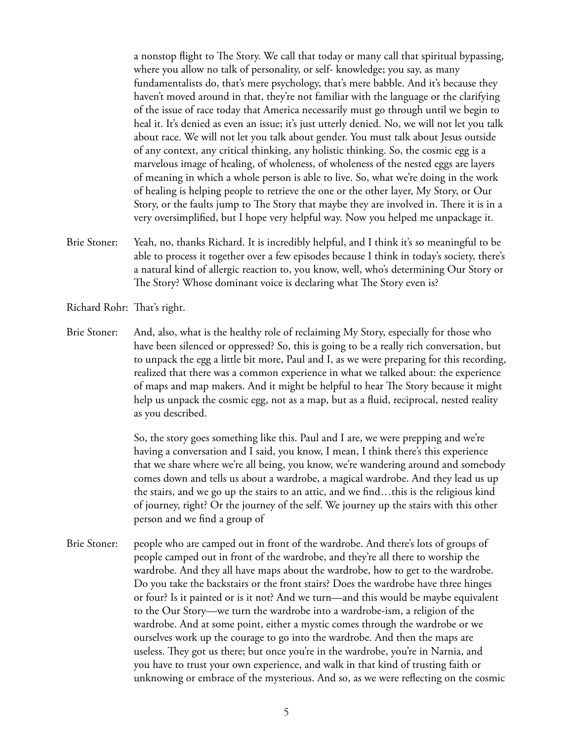a nonstop flight to The Story. We call that today or many call that spiritual bypassing, where you allow no talk of personality, or self- knowledge; you say, as many fundamentalists do, that's mere psychology, that's mere babble. And it's because they haven't moved around in that, they're not familiar with the language or the clarifying of the issue of race today that America necessarily must go through until we begin to heal it. It's denied as even an issue; it's just utterly denied. No, we will not let you talk about race. We will not let you talk about gender. You must talk about Jesus outside of any context, any critical thinking, any holistic thinking. So, the cosmic egg is a marvelous image of healing, of wholeness, of wholeness of the nested eggs are layers of meaning in which a whole person is able to live. So, what we're doing in the work of healing is helping people to retrieve the one or the other layer, My Story, or Our Story, or the faults jump to The Story that maybe they are involved in. There it is in a very oversimplified, but I hope very helpful way. Now you helped me unpackage it.

Brie Stoner: Yeah, no, thanks Richard. It is incredibly helpful, and I think it's so meaningful to be able to process it together over a few episodes because I think in today's society, there's a natural kind of allergic reaction to, you know, well, who's determining Our Story or The Story? Whose dominant voice is declaring what The Story even is?

Richard Rohr: That's right.

Brie Stoner: And, also, what is the healthy role of reclaiming My Story, especially for those who have been silenced or oppressed? So, this is going to be a really rich conversation, but to unpack the egg a little bit more, Paul and I, as we were preparing for this recording, realized that there was a common experience in what we talked about: the experience of maps and map makers. And it might be helpful to hear The Story because it might help us unpack the cosmic egg, not as a map, but as a fluid, reciprocal, nested reality as you described.

So, the story goes something like this. Paul and I are, we were prepping and we're having a conversation and I said, you know, I mean, I think there's this experience that we share where we're all being, you know, we're wandering around and somebody comes down and tells us about a wardrobe, a magical wardrobe. And they lead us up the stairs, and we go up the stairs to an attic, and we find…this is the religious kind of journey, right? Or the journey of the self. We journey up the stairs with this other person and we find a group of

Brie Stoner: people who are camped out in front of the wardrobe. And there's lots of groups of people camped out in front of the wardrobe, and they're all there to worship the wardrobe. And they all have maps about the wardrobe, how to get to the wardrobe. Do you take the backstairs or the front stairs? Does the wardrobe have three hinges or four? Is it painted or is it not? And we turn—and this would be maybe equivalent to the Our Story—we turn the wardrobe into a wardrobe-ism, a religion of the wardrobe. And at some point, either a mystic comes through the wardrobe or we ourselves work up the courage to go into the wardrobe. And then the maps are useless. They got us there; but once you're in the wardrobe, you're in Narnia, and you have to trust your own experience, and walk in that kind of trusting faith or unknowing or embrace of the mysterious. And so, as we were reflecting on the cosmic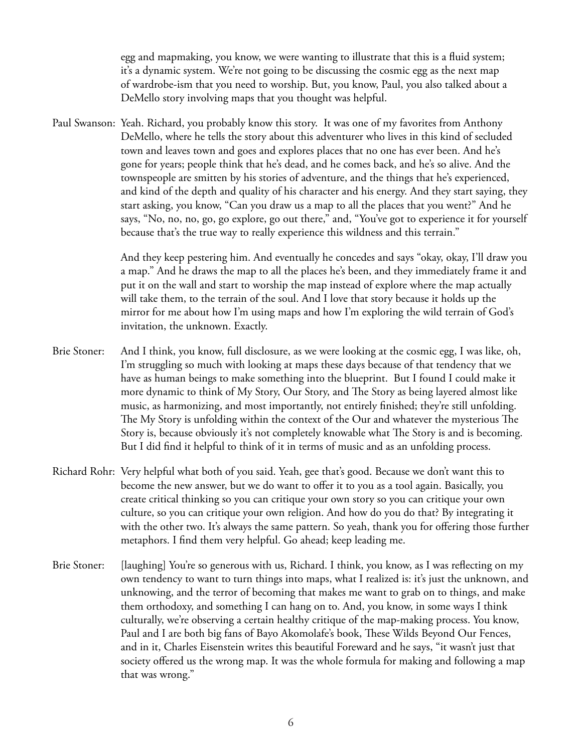egg and mapmaking, you know, we were wanting to illustrate that this is a fluid system; it's a dynamic system. We're not going to be discussing the cosmic egg as the next map of wardrobe-ism that you need to worship. But, you know, Paul, you also talked about a DeMello story involving maps that you thought was helpful.

Paul Swanson: Yeah. Richard, you probably know this story. It was one of my favorites from Anthony DeMello, where he tells the story about this adventurer who lives in this kind of secluded town and leaves town and goes and explores places that no one has ever been. And he's gone for years; people think that he's dead, and he comes back, and he's so alive. And the townspeople are smitten by his stories of adventure, and the things that he's experienced, and kind of the depth and quality of his character and his energy. And they start saying, they start asking, you know, "Can you draw us a map to all the places that you went?" And he says, "No, no, no, go, go explore, go out there," and, "You've got to experience it for yourself because that's the true way to really experience this wildness and this terrain."

And they keep pestering him. And eventually he concedes and says "okay, okay, I'll draw you a map." And he draws the map to all the places he's been, and they immediately frame it and put it on the wall and start to worship the map instead of explore where the map actually will take them, to the terrain of the soul. And I love that story because it holds up the mirror for me about how I'm using maps and how I'm exploring the wild terrain of God's invitation, the unknown. Exactly.

Brie Stoner: And I think, you know, full disclosure, as we were looking at the cosmic egg, I was like, oh, I'm struggling so much with looking at maps these days because of that tendency that we have as human beings to make something into the blueprint. But I found I could make it more dynamic to think of My Story, Our Story, and The Story as being layered almost like music, as harmonizing, and most importantly, not entirely finished; they're still unfolding. The My Story is unfolding within the context of the Our and whatever the mysterious The Story is, because obviously it's not completely knowable what The Story is and is becoming. But I did find it helpful to think of it in terms of music and as an unfolding process.

Richard Rohr: Very helpful what both of you said. Yeah, gee that's good. Because we don't want this to become the new answer, but we do want to offer it to you as a tool again. Basically, you create critical thinking so you can critique your own story so you can critique your own culture, so you can critique your own religion. And how do you do that? By integrating it with the other two. It's always the same pattern. So yeah, thank you for offering those further metaphors. I find them very helpful. Go ahead; keep leading me.

Brie Stoner: [laughing] You're so generous with us, Richard. I think, you know, as I was reflecting on my own tendency to want to turn things into maps, what I realized is: it's just the unknown, and unknowing, and the terror of becoming that makes me want to grab on to things, and make them orthodoxy, and something I can hang on to. And, you know, in some ways I think culturally, we're observing a certain healthy critique of the map-making process. You know, Paul and I are both big fans of Bayo Akomolafe's book, These Wilds Beyond Our Fences, and in it, Charles Eisenstein writes this beautiful Foreward and he says, "it wasn't just that society offered us the wrong map. It was the whole formula for making and following a map that was wrong."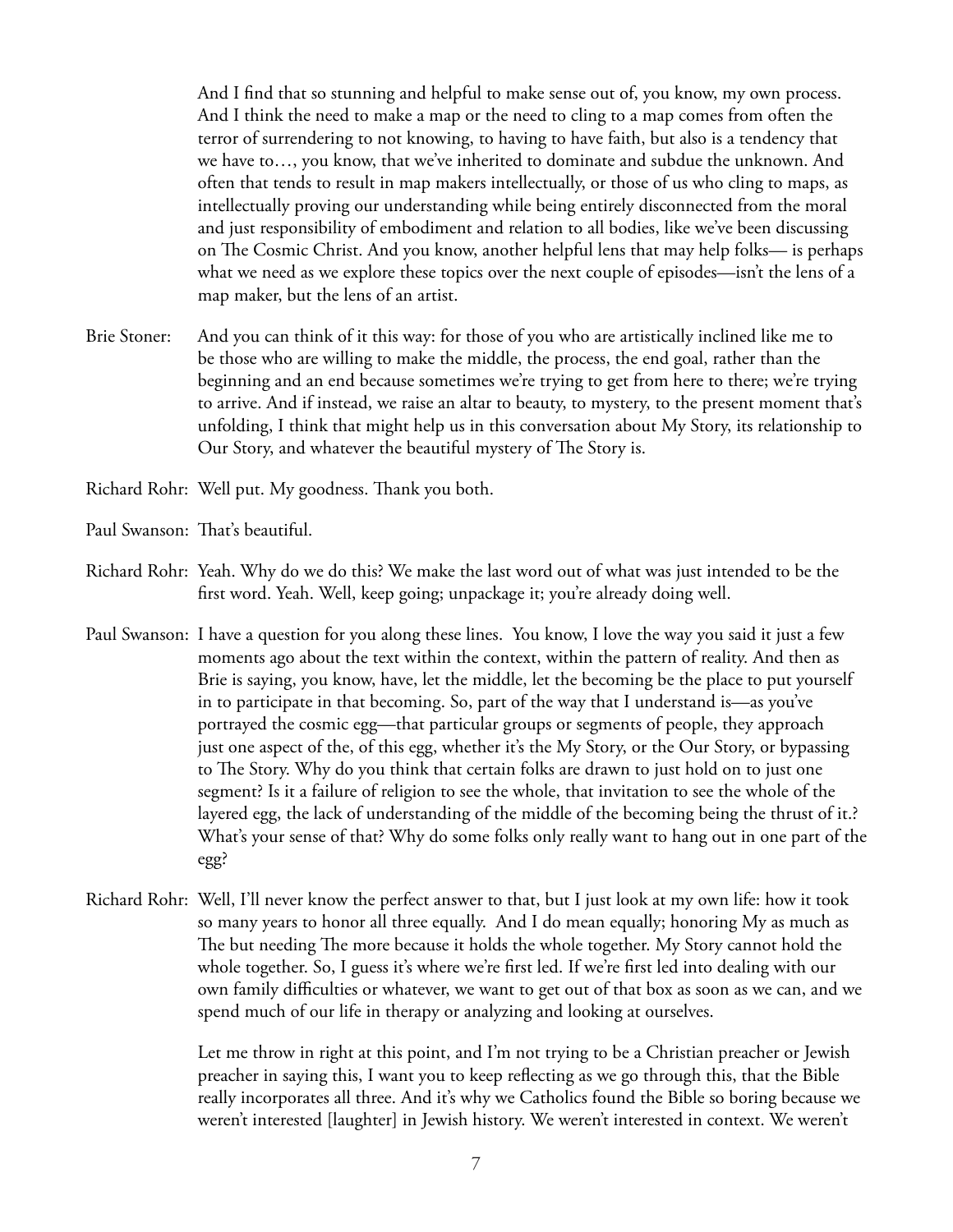And I find that so stunning and helpful to make sense out of, you know, my own process. And I think the need to make a map or the need to cling to a map comes from often the terror of surrendering to not knowing, to having to have faith, but also is a tendency that we have to…, you know, that we've inherited to dominate and subdue the unknown. And often that tends to result in map makers intellectually, or those of us who cling to maps, as intellectually proving our understanding while being entirely disconnected from the moral and just responsibility of embodiment and relation to all bodies, like we've been discussing on The Cosmic Christ. And you know, another helpful lens that may help folks— is perhaps what we need as we explore these topics over the next couple of episodes—isn't the lens of a map maker, but the lens of an artist.

Brie Stoner: And you can think of it this way: for those of you who are artistically inclined like me to be those who are willing to make the middle, the process, the end goal, rather than the beginning and an end because sometimes we're trying to get from here to there; we're trying to arrive. And if instead, we raise an altar to beauty, to mystery, to the present moment that's unfolding, I think that might help us in this conversation about My Story, its relationship to Our Story, and whatever the beautiful mystery of The Story is.

Richard Rohr: Well put. My goodness. Thank you both.

Paul Swanson: That's beautiful.

Richard Rohr: Yeah. Why do we do this? We make the last word out of what was just intended to be the first word. Yeah. Well, keep going; unpackage it; you're already doing well.

Paul Swanson: I have a question for you along these lines. You know, I love the way you said it just a few moments ago about the text within the context, within the pattern of reality. And then as Brie is saying, you know, have, let the middle, let the becoming be the place to put yourself in to participate in that becoming. So, part of the way that I understand is—as you've portrayed the cosmic egg—that particular groups or segments of people, they approach just one aspect of the, of this egg, whether it's the My Story, or the Our Story, or bypassing to The Story. Why do you think that certain folks are drawn to just hold on to just one segment? Is it a failure of religion to see the whole, that invitation to see the whole of the layered egg, the lack of understanding of the middle of the becoming being the thrust of it.? What's your sense of that? Why do some folks only really want to hang out in one part of the egg?

Richard Rohr: Well, I'll never know the perfect answer to that, but I just look at my own life: how it took so many years to honor all three equally. And I do mean equally; honoring My as much as The but needing The more because it holds the whole together. My Story cannot hold the whole together. So, I guess it's where we're first led. If we're first led into dealing with our own family difficulties or whatever, we want to get out of that box as soon as we can, and we spend much of our life in therapy or analyzing and looking at ourselves.

Let me throw in right at this point, and I'm not trying to be a Christian preacher or Jewish preacher in saying this, I want you to keep reflecting as we go through this, that the Bible really incorporates all three. And it's why we Catholics found the Bible so boring because we weren't interested [laughter] in Jewish history. We weren't interested in context. We weren't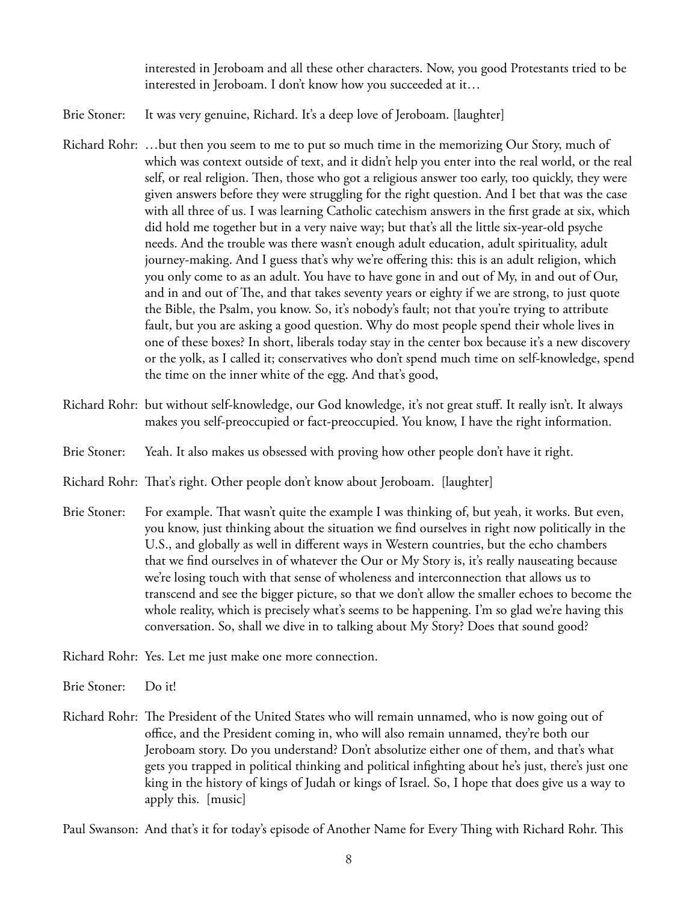interested in Jeroboam and all these other characters. Now, you good Protestants tried to be interested in Jeroboam. I don't know how you succeeded at it…

Brie Stoner: It was very genuine, Richard. It's a deep love of Jeroboam. [laughter]

Richard Rohr: …but then you seem to me to put so much time in the memorizing Our Story, much of which was context outside of text, and it didn't help you enter into the real world, or the real self, or real religion. Then, those who got a religious answer too early, too quickly, they were given answers before they were struggling for the right question. And I bet that was the case with all three of us. I was learning Catholic catechism answers in the first grade at six, which did hold me together but in a very naive way; but that's all the little six-year-old psyche needs. And the trouble was there wasn't enough adult education, adult spirituality, adult journey-making. And I guess that's why we're offering this: this is an adult religion, which you only come to as an adult. You have to have gone in and out of My, in and out of Our, and in and out of The, and that takes seventy years or eighty if we are strong, to just quote the Bible, the Psalm, you know. So, it's nobody's fault; not that you're trying to attribute fault, but you are asking a good question. Why do most people spend their whole lives in one of these boxes? In short, liberals today stay in the center box because it's a new discovery or the yolk, as I called it; conservatives who don't spend much time on self-knowledge, spend the time on the inner white of the egg. And that's good,

Richard Rohr: but without self-knowledge, our God knowledge, it's not great stuff. It really isn't. It always makes you self-preoccupied or fact-preoccupied. You know, I have the right information.

Brie Stoner: Yeah. It also makes us obsessed with proving how other people don't have it right.

Richard Rohr: That's right. Other people don't know about Jeroboam. [laughter]

Brie Stoner: For example. That wasn't quite the example I was thinking of, but yeah, it works. But even, you know, just thinking about the situation we find ourselves in right now politically in the U.S., and globally as well in different ways in Western countries, but the echo chambers that we find ourselves in of whatever the Our or My Story is, it's really nauseating because we're losing touch with that sense of wholeness and interconnection that allows us to transcend and see the bigger picture, so that we don't allow the smaller echoes to become the whole reality, which is precisely what's seems to be happening. I'm so glad we're having this conversation. So, shall we dive in to talking about My Story? Does that sound good?

Richard Rohr: Yes. Let me just make one more connection.

Brie Stoner: Do it!

Richard Rohr: The President of the United States who will remain unnamed, who is now going out of office, and the President coming in, who will also remain unnamed, they're both our Jeroboam story. Do you understand? Don't absolutize either one of them, and that's what gets you trapped in political thinking and political infighting about he's just, there's just one king in the history of kings of Judah or kings of Israel. So, I hope that does give us a way to apply this. [music]

Paul Swanson: And that's it for today's episode of Another Name for Every Thing with Richard Rohr. This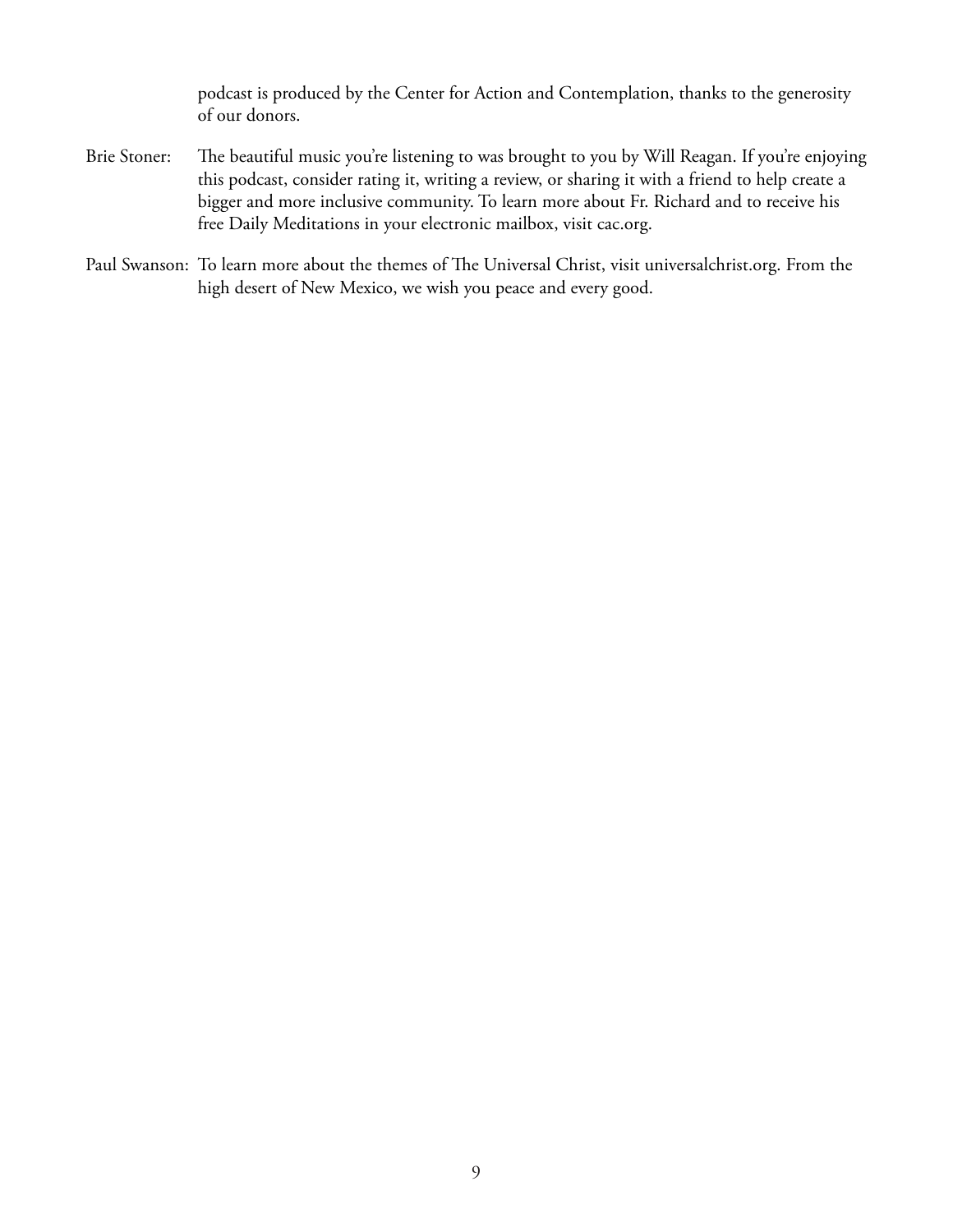podcast is produced by the Center for Action and Contemplation, thanks to the generosity of our donors.

Brie Stoner: The beautiful music you're listening to was brought to you by Will Reagan. If you're enjoying this podcast, consider rating it, writing a review, or sharing it with a friend to help create a bigger and more inclusive community. To learn more about Fr. Richard and to receive his free Daily Meditations in your electronic mailbox, visit cac.org.

Paul Swanson: To learn more about the themes of The Universal Christ, visit universalchrist.org. From the high desert of New Mexico, we wish you peace and every good.